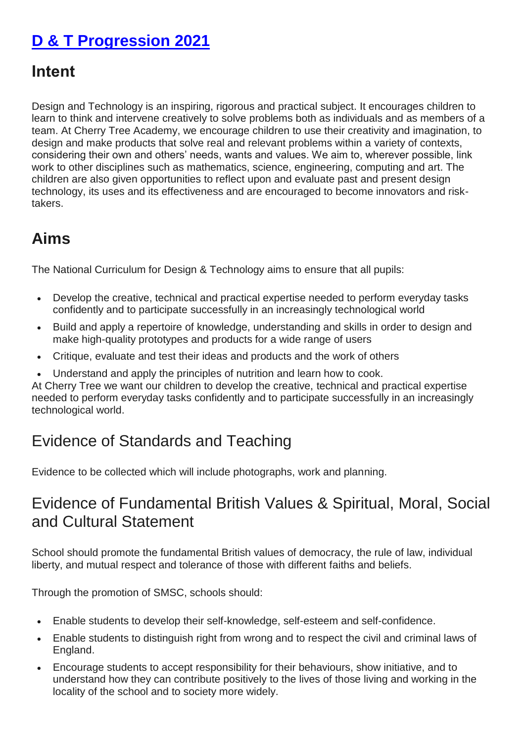# [D & T Progression 2021]

## Intent

Design and Technology is an inspiring, rigorous and practical subject. It encourages children to learn to think and intervene creatively to solve problems both as individuals and as members of a team. At Cherry Tree Academy, we encourage children to use their creativity and imagination, to design and make products that solve real and relevant problems within a variety of contexts, considering their own and others' needs, wants and values. We aim to, wherever possible, link work to other disciplines such as mathematics, science, engineering, computing and art. The children are also given opportunities to reflect upon and evaluate past and present design technology, its uses and its effectiveness and are encouraged to become innovators and risk-takers.

## Aims

The National Curriculum for Design & Technology aims to ensure that all pupils:

- Develop the creative, technical and practical expertise needed to perform everyday tasks confidently and to participate successfully in an increasingly technological world
- Build and apply a repertoire of knowledge, understanding and skills in order to design and make high-quality prototypes and products for a wide range of users
- Critique, evaluate and test their ideas and products and the work of others
- Understand and apply the principles of nutrition and learn how to cook.

At Cherry Tree we want our children to develop the creative, technical and practical expertise needed to perform everyday tasks confidently and to participate successfully in an increasingly technological world.

## Evidence of Standards and Teaching

Evidence to be collected which will include photographs, work and planning.

## Evidence of Fundamental British Values & Spiritual, Moral, Social and Cultural Statement

School should promote the fundamental British values of democracy, the rule of law, individual liberty, and mutual respect and tolerance of those with different faiths and beliefs.

Through the promotion of SMSC, schools should:

- Enable students to develop their self-knowledge, self-esteem and self-confidence.
- Enable students to distinguish right from wrong and to respect the civil and criminal laws of England.
- Encourage students to accept responsibility for their behaviours, show initiative, and to understand how they can contribute positively to the lives of those living and working in the locality of the school and to society more widely.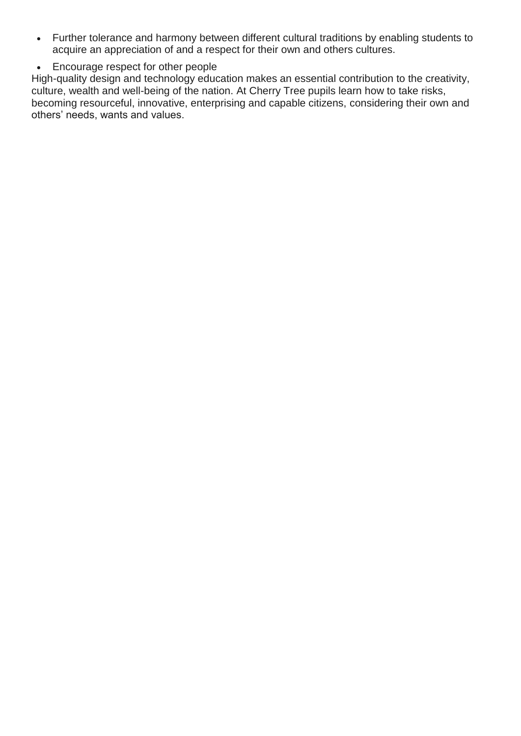- Further tolerance and harmony between different cultural traditions by enabling students to acquire an appreciation of and a respect for their own and others cultures.
- Encourage respect for other people

High-quality design and technology education makes an essential contribution to the creativity, culture, wealth and well-being of the nation. At Cherry Tree pupils learn how to take risks, becoming resourceful, innovative, enterprising and capable citizens, considering their own and others' needs, wants and values.